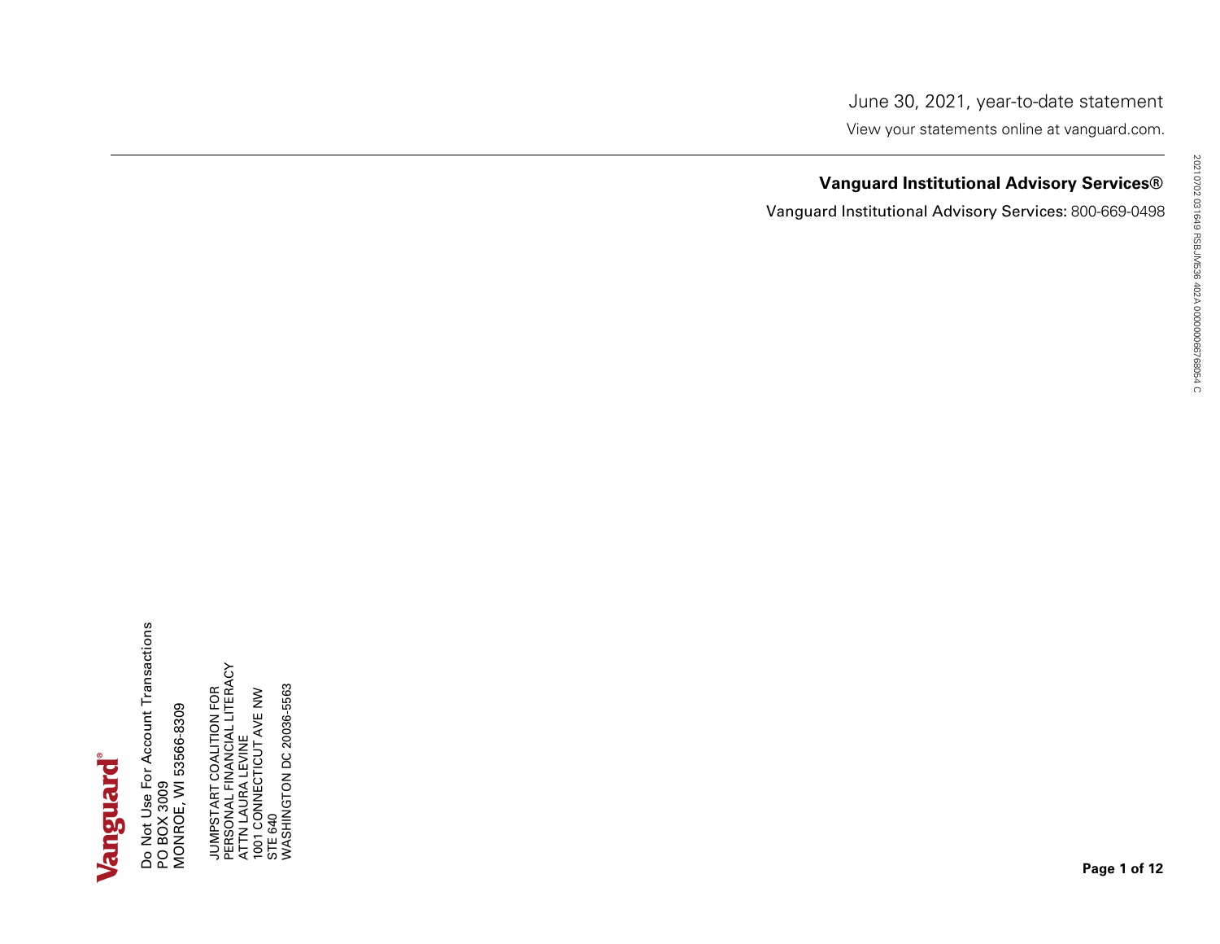June 30, 2021, year-to-date statement

View your statements online at vanguard.com.

**Vanguard Institutional Advisory Services®**

Vanguard Institutional Advisory Services: 800-669-0498

Vanguard®

Do Not Use For Account Transactions
PO BOX 3009
MONROE, WI 53566-8309

JUMPSTART COALITION FOR
PERSONAL FINANCIAL LITERACY
ATTN LAURA LEVINE
1001 CONNECTICUT AVE NW
STE 640
WASHINGTON DC 20036-5563

20210702 031649 RSBJM536 402A 00000006678054 C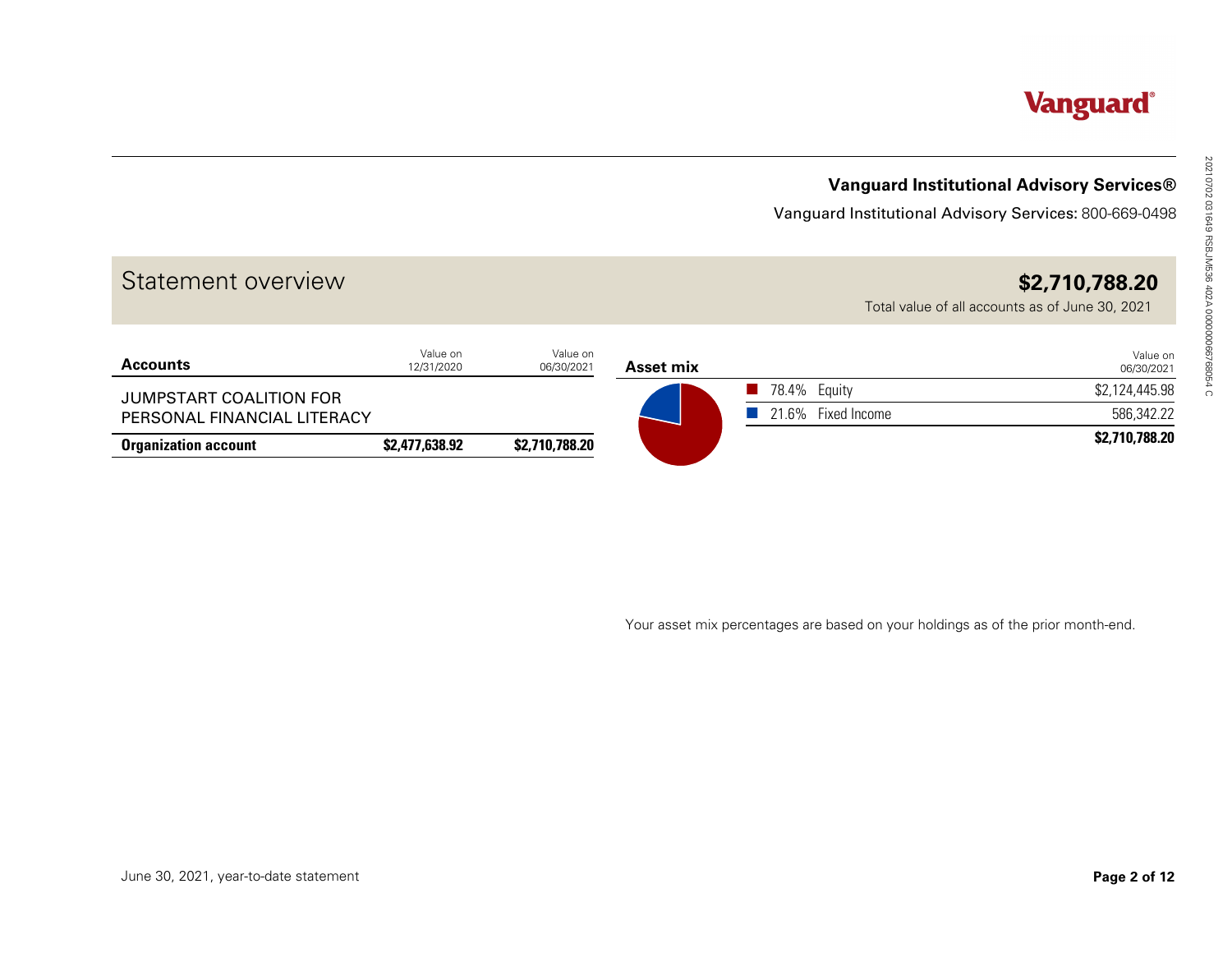Vanguard

**Vanguard Institutional Advisory Services®**

Vanguard Institutional Advisory Services: 800-669-0498

## Statement overview

**$2,710,788.20**

Total value of all accounts as of June 30, 2021

| **Accounts** | Value on 12/31/2020 | Value on 06/30/2021 |
|---|---|---|
| JUMPSTART COALITION FOR PERSONAL FINANCIAL LITERACY | | |
| **Organization account** | **$2,477,638.92** | **$2,710,788.20** |

| **Asset mix** | | Value on 06/30/2021 |
|---|---|---|
| 78.4% | Equity | $2,124,445.98 |
| 21.6% | Fixed Income | 586,342.22 |
| | | **$2,710,788.20** |

Your asset mix percentages are based on your holdings as of the prior month-end.

June 30, 2021, year-to-date statement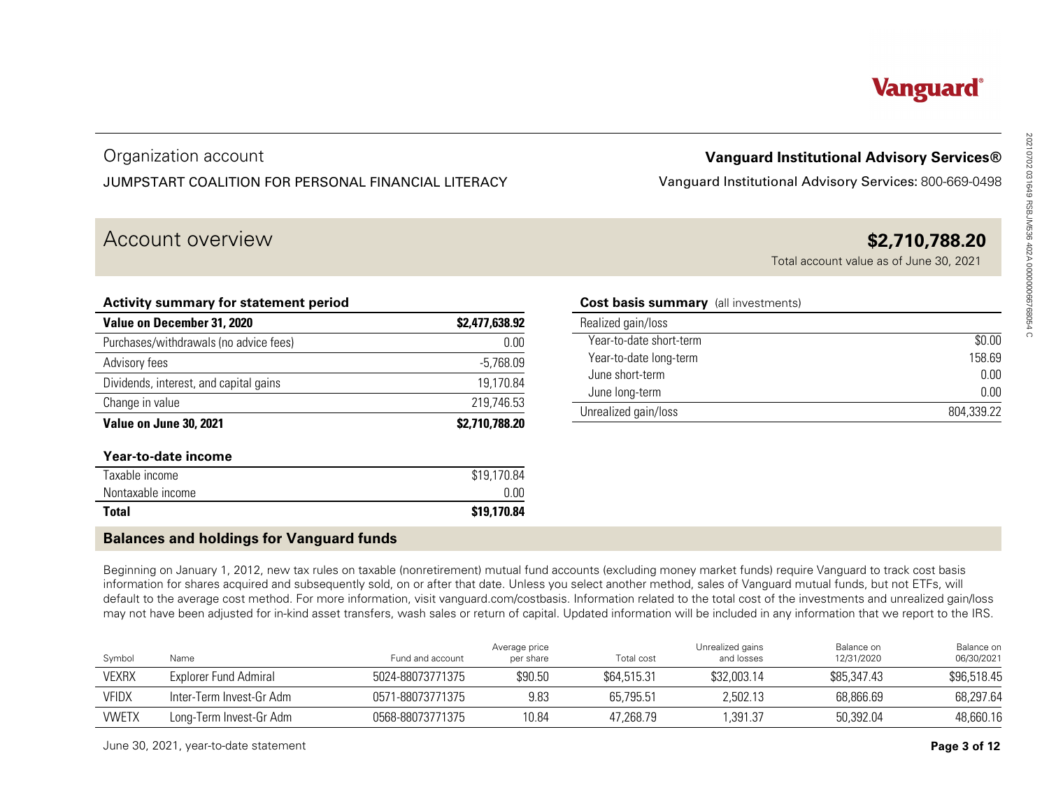Vanguard®

Organization account

JUMPSTART COALITION FOR PERSONAL FINANCIAL LITERACY

**Vanguard Institutional Advisory Services®**

Vanguard Institutional Advisory Services: 800-669-0498

## Account overview

**$2,710,788.20**

Total account value as of June 30, 2021

### Activity summary for statement period

| **Value on December 31, 2020** | **$2,477,638.92** |
|---|---|
| Purchases/withdrawals (no advice fees) | 0.00 |
| Advisory fees | -5,768.09 |
| Dividends, interest, and capital gains | 19,170.84 |
| Change in value | 219,746.53 |
| **Value on June 30, 2021** | **$2,710,788.20** |

### Year-to-date income

| Taxable income | $19,170.84 |
|---|---|
| Nontaxable income | 0.00 |
| **Total** | **$19,170.84** |

### Cost basis summary (all investments)

| Realized gain/loss | |
|---|---|
| Year-to-date short-term | $0.00 |
| Year-to-date long-term | 158.69 |
| June short-term | 0.00 |
| June long-term | 0.00 |
| Unrealized gain/loss | 804,339.22 |

## Balances and holdings for Vanguard funds

Beginning on January 1, 2012, new tax rules on taxable (nonretirement) mutual fund accounts (excluding money market funds) require Vanguard to track cost basis information for shares acquired and subsequently sold, on or after that date. Unless you select another method, sales of Vanguard mutual funds, but not ETFs, will default to the average cost method. For more information, visit vanguard.com/costbasis. Information related to the total cost of the investments and unrealized gain/loss may not have been adjusted for in-kind asset transfers, wash sales or return of capital. Updated information will be included in any information that we report to the IRS.

| Symbol | Name | Fund and account | Average price per share | Total cost | Unrealized gains and losses | Balance on 12/31/2020 | Balance on 06/30/2021 |
|---|---|---|---|---|---|---|---|
| VEXRX | Explorer Fund Admiral | 5024-88073771375 | $90.50 | $64,515.31 | $32,003.14 | $85,347.43 | $96,518.45 |
| VFIDX | Inter-Term Invest-Gr Adm | 0571-88073771375 | 9.83 | 65,795.51 | 2,502.13 | 68,866.69 | 68,297.64 |
| VWETX | Long-Term Invest-Gr Adm | 0568-88073771375 | 10.84 | 47,268.79 | 1,391.37 | 50,392.04 | 48,660.16 |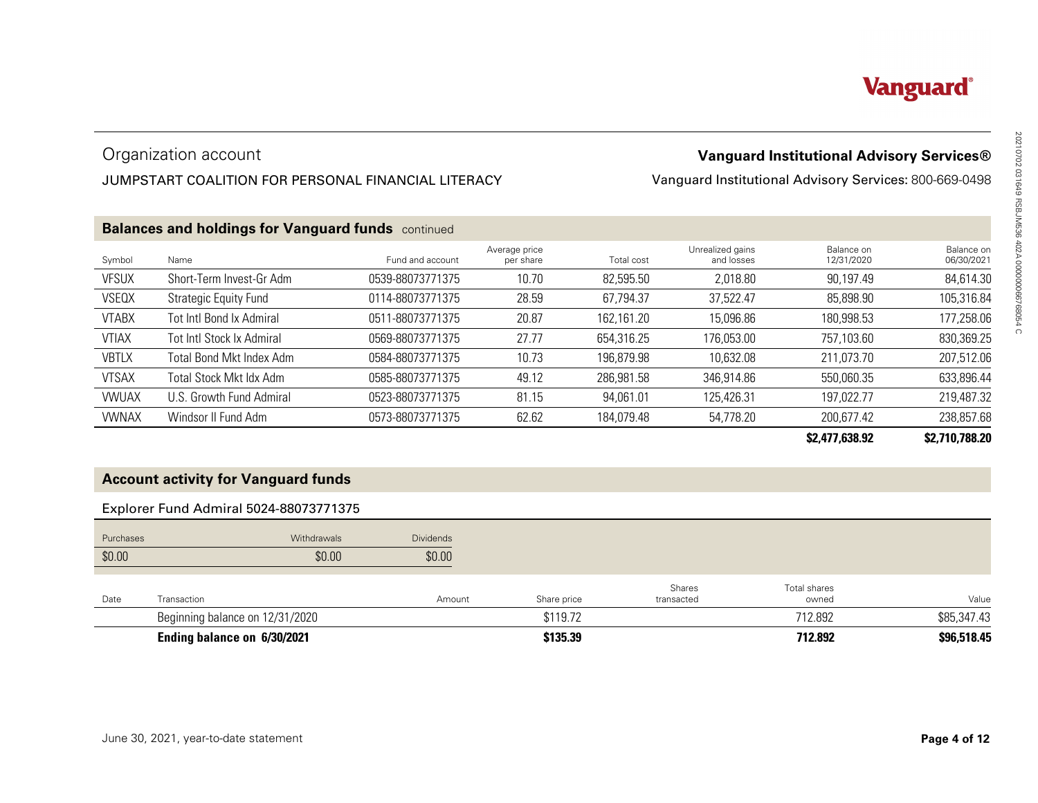Organization account

JUMPSTART COALITION FOR PERSONAL FINANCIAL LITERACY

**Vanguard Institutional Advisory Services®**

Vanguard Institutional Advisory Services: 800-669-0498

## Balances and holdings for Vanguard funds continued

| Symbol | Name | Fund and account | Average price per share | Total cost | Unrealized gains and losses | Balance on 12/31/2020 | Balance on 06/30/2021 |
|---|---|---|---|---|---|---|---|
| VFSUX | Short-Term Invest-Gr Adm | 0539-88073771375 | 10.70 | 82,595.50 | 2,018.80 | 90,197.49 | 84,614.30 |
| VSEQX | Strategic Equity Fund | 0114-88073771375 | 28.59 | 67,794.37 | 37,522.47 | 85,898.90 | 105,316.84 |
| VTABX | Tot Intl Bond Ix Admiral | 0511-88073771375 | 20.87 | 162,161.20 | 15,096.86 | 180,998.53 | 177,258.06 |
| VTIAX | Tot Intl Stock Ix Admiral | 0569-88073771375 | 27.77 | 654,316.25 | 176,053.00 | 757,103.60 | 830,369.25 |
| VBTLX | Total Bond Mkt Index Adm | 0584-88073771375 | 10.73 | 196,879.98 | 10,632.08 | 211,073.70 | 207,512.06 |
| VTSAX | Total Stock Mkt Idx Adm | 0585-88073771375 | 49.12 | 286,981.58 | 346,914.86 | 550,060.35 | 633,896.44 |
| VWUAX | U.S. Growth Fund Admiral | 0523-88073771375 | 81.15 | 94,061.01 | 125,426.31 | 197,022.77 | 219,487.32 |
| VWNAX | Windsor II Fund Adm | 0573-88073771375 | 62.62 | 184,079.48 | 54,778.20 | 200,677.42 | 238,857.68 |
| | | | | | | **$2,477,638.92** | **$2,710,788.20** |

## Account activity for Vanguard funds

### Explorer Fund Admiral 5024-88073771375

| Purchases | Withdrawals | Dividends |
|---|---|---|
| $0.00 | $0.00 | $0.00 |

| Date | Transaction | Amount | Share price | Shares transacted | Total shares owned | Value |
|---|---|---|---|---|---|---|
| | Beginning balance on 12/31/2020 | | $119.72 | | 712.892 | $85,347.43 |
| | **Ending balance on 6/30/2021** | | **$135.39** | | **712.892** | **$96,518.45** |

June 30, 2021, year-to-date statement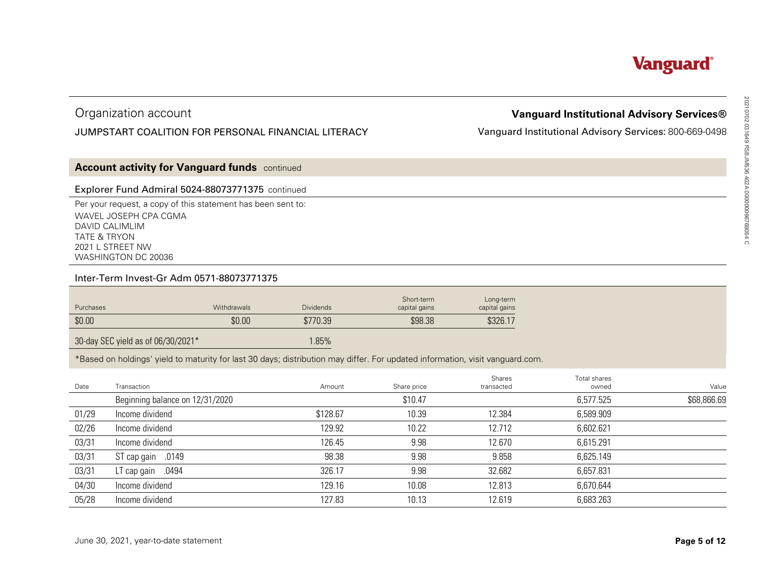Organization account

JUMPSTART COALITION FOR PERSONAL FINANCIAL LITERACY

**Vanguard Institutional Advisory Services®**

Vanguard Institutional Advisory Services: 800-669-0498

## Account activity for Vanguard funds continued

### Explorer Fund Admiral 5024-88073771375 continued

Per your request, a copy of this statement has been sent to:
WAVEL JOSEPH CPA CGMA
DAVID CALIMLIM
TATE & TRYON
2021 L STREET NW
WASHINGTON DC 20036

### Inter-Term Invest-Gr Adm 0571-88073771375

| Purchases | Withdrawals | Dividends | Short-term capital gains | Long-term capital gains |
|---|---|---|---|---|
| $0.00 | $0.00 | $770.39 | $98.38 | $326.17 |
| 30-day SEC yield as of 06/30/2021* | | 1.85% | | |

*Based on holdings' yield to maturity for last 30 days; distribution may differ. For updated information, visit vanguard.com.

| Date | Transaction | Amount | Share price | Shares transacted | Total shares owned | Value |
|---|---|---|---|---|---|---|
| | Beginning balance on 12/31/2020 | | $10.47 | | 6,577.525 | $68,866.69 |
| 01/29 | Income dividend | $128.67 | 10.39 | 12.384 | 6,589.909 | |
| 02/26 | Income dividend | 129.92 | 10.22 | 12.712 | 6,602.621 | |
| 03/31 | Income dividend | 126.45 | 9.98 | 12.670 | 6,615.291 | |
| 03/31 | ST cap gain .0149 | 98.38 | 9.98 | 9.858 | 6,625.149 | |
| 03/31 | LT cap gain .0494 | 326.17 | 9.98 | 32.682 | 6,657.831 | |
| 04/30 | Income dividend | 129.16 | 10.08 | 12.813 | 6,670.644 | |
| 05/28 | Income dividend | 127.83 | 10.13 | 12.619 | 6,683.263 | |

June 30, 2021, year-to-date statement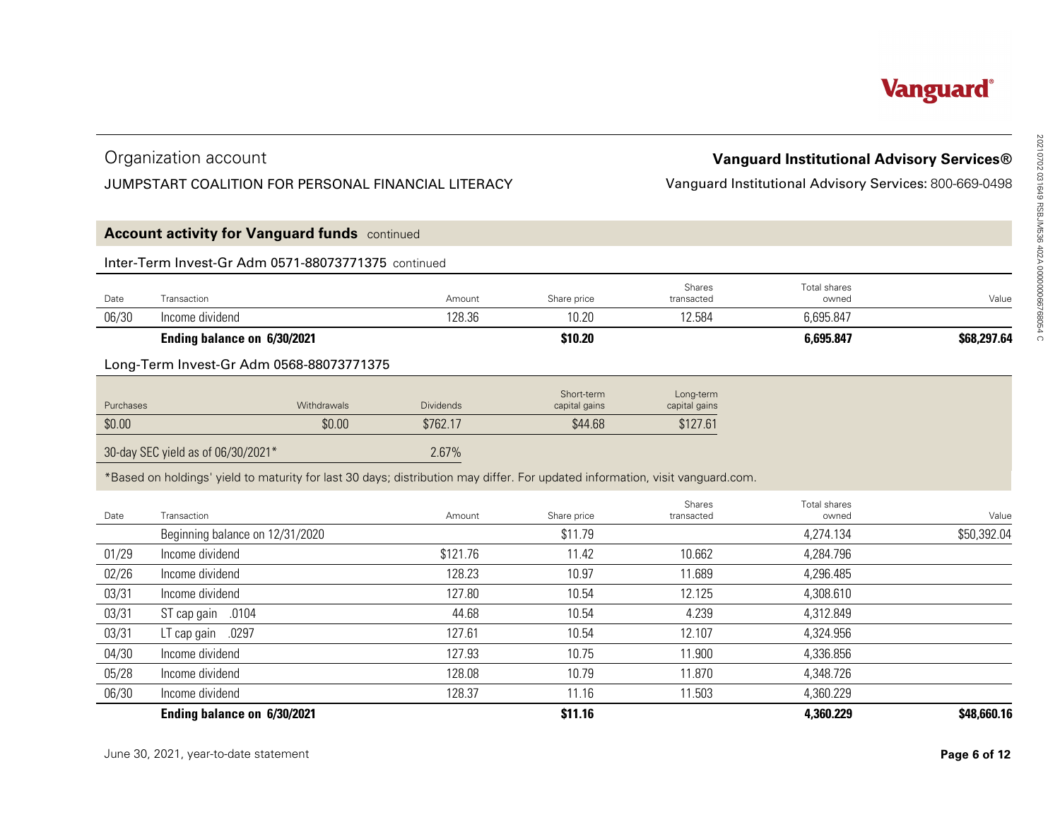Organization account

JUMPSTART COALITION FOR PERSONAL FINANCIAL LITERACY

**Vanguard Institutional Advisory Services®**

Vanguard Institutional Advisory Services: 800-669-0498

## Account activity for Vanguard funds continued

### Inter-Term Invest-Gr Adm 0571-88073771375 continued

| Date | Transaction | Amount | Share price | Shares transacted | Total shares owned | Value |
|---|---|---|---|---|---|---|
| 06/30 | Income dividend | 128.36 | 10.20 | 12.584 | 6,695.847 | |
| | **Ending balance on 6/30/2021** | | **$10.20** | | **6,695.847** | **$68,297.64** |

### Long-Term Invest-Gr Adm 0568-88073771375

| Purchases | Withdrawals | Dividends | Short-term capital gains | Long-term capital gains |
|---|---|---|---|---|
| $0.00 | $0.00 | $762.17 | $44.68 | $127.61 |

| 30-day SEC yield as of 06/30/2021* | 2.67% |
|---|---|

*Based on holdings' yield to maturity for last 30 days; distribution may differ. For updated information, visit vanguard.com.

| Date | Transaction | Amount | Share price | Shares transacted | Total shares owned | Value |
|---|---|---|---|---|---|---|
| | Beginning balance on 12/31/2020 | | $11.79 | | 4,274.134 | $50,392.04 |
| 01/29 | Income dividend | $121.76 | 11.42 | 10.662 | 4,284.796 | |
| 02/26 | Income dividend | 128.23 | 10.97 | 11.689 | 4,296.485 | |
| 03/31 | Income dividend | 127.80 | 10.54 | 12.125 | 4,308.610 | |
| 03/31 | ST cap gain .0104 | 44.68 | 10.54 | 4.239 | 4,312.849 | |
| 03/31 | LT cap gain .0297 | 127.61 | 10.54 | 12.107 | 4,324.956 | |
| 04/30 | Income dividend | 127.93 | 10.75 | 11.900 | 4,336.856 | |
| 05/28 | Income dividend | 128.08 | 10.79 | 11.870 | 4,348.726 | |
| 06/30 | Income dividend | 128.37 | 11.16 | 11.503 | 4,360.229 | |
| | **Ending balance on 6/30/2021** | | **$11.16** | | **4,360.229** | **$48,660.16** |

June 30, 2021, year-to-date statement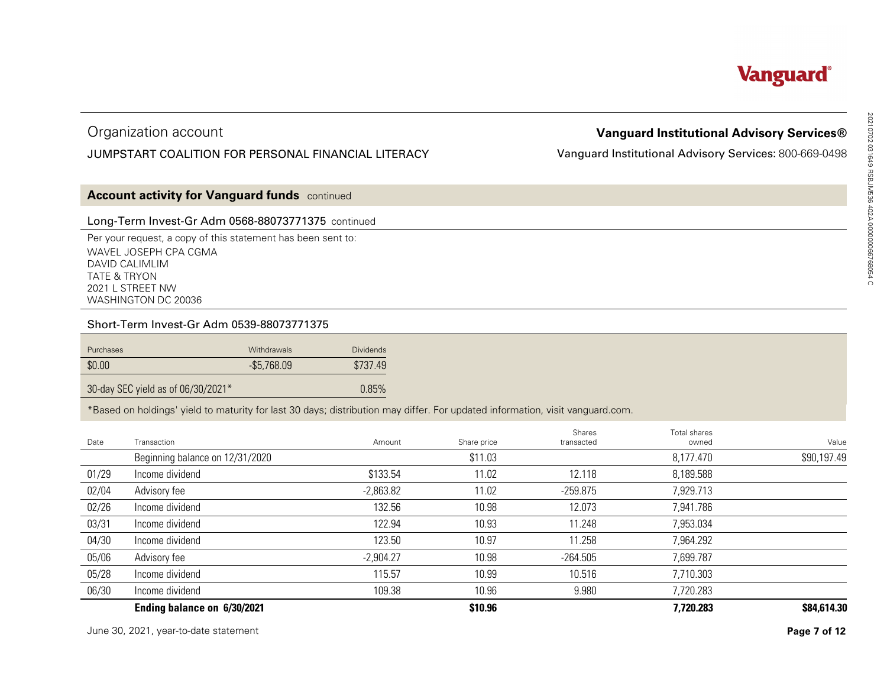Organization account

JUMPSTART COALITION FOR PERSONAL FINANCIAL LITERACY

**Vanguard Institutional Advisory Services®**

Vanguard Institutional Advisory Services: 800-669-0498

## Account activity for Vanguard funds continued

### Long-Term Invest-Gr Adm 0568-88073771375 continued

Per your request, a copy of this statement has been sent to:
WAVEL JOSEPH CPA CGMA
DAVID CALIMLIM
TATE & TRYON
2021 L STREET NW
WASHINGTON DC 20036

### Short-Term Invest-Gr Adm 0539-88073771375

| Purchases | Withdrawals | Dividends |
|---|---|---|
| $0.00 | -$5,768.09 | $737.49 |
| 30-day SEC yield as of 06/30/2021* | | 0.85% |

*Based on holdings' yield to maturity for last 30 days; distribution may differ. For updated information, visit vanguard.com.

| Date | Transaction | Amount | Share price | Shares transacted | Total shares owned | Value |
|---|---|---|---|---|---|---|
| | Beginning balance on 12/31/2020 | | $11.03 | | 8,177.470 | $90,197.49 |
| 01/29 | Income dividend | $133.54 | 11.02 | 12.118 | 8,189.588 | |
| 02/04 | Advisory fee | -2,863.82 | 11.02 | -259.875 | 7,929.713 | |
| 02/26 | Income dividend | 132.56 | 10.98 | 12.073 | 7,941.786 | |
| 03/31 | Income dividend | 122.94 | 10.93 | 11.248 | 7,953.034 | |
| 04/30 | Income dividend | 123.50 | 10.97 | 11.258 | 7,964.292 | |
| 05/06 | Advisory fee | -2,904.27 | 10.98 | -264.505 | 7,699.787 | |
| 05/28 | Income dividend | 115.57 | 10.99 | 10.516 | 7,710.303 | |
| 06/30 | Income dividend | 109.38 | 10.96 | 9.980 | 7,720.283 | |
| | **Ending balance on 6/30/2021** | | **$10.96** | | **7,720.283** | **$84,614.30** |

June 30, 2021, year-to-date statement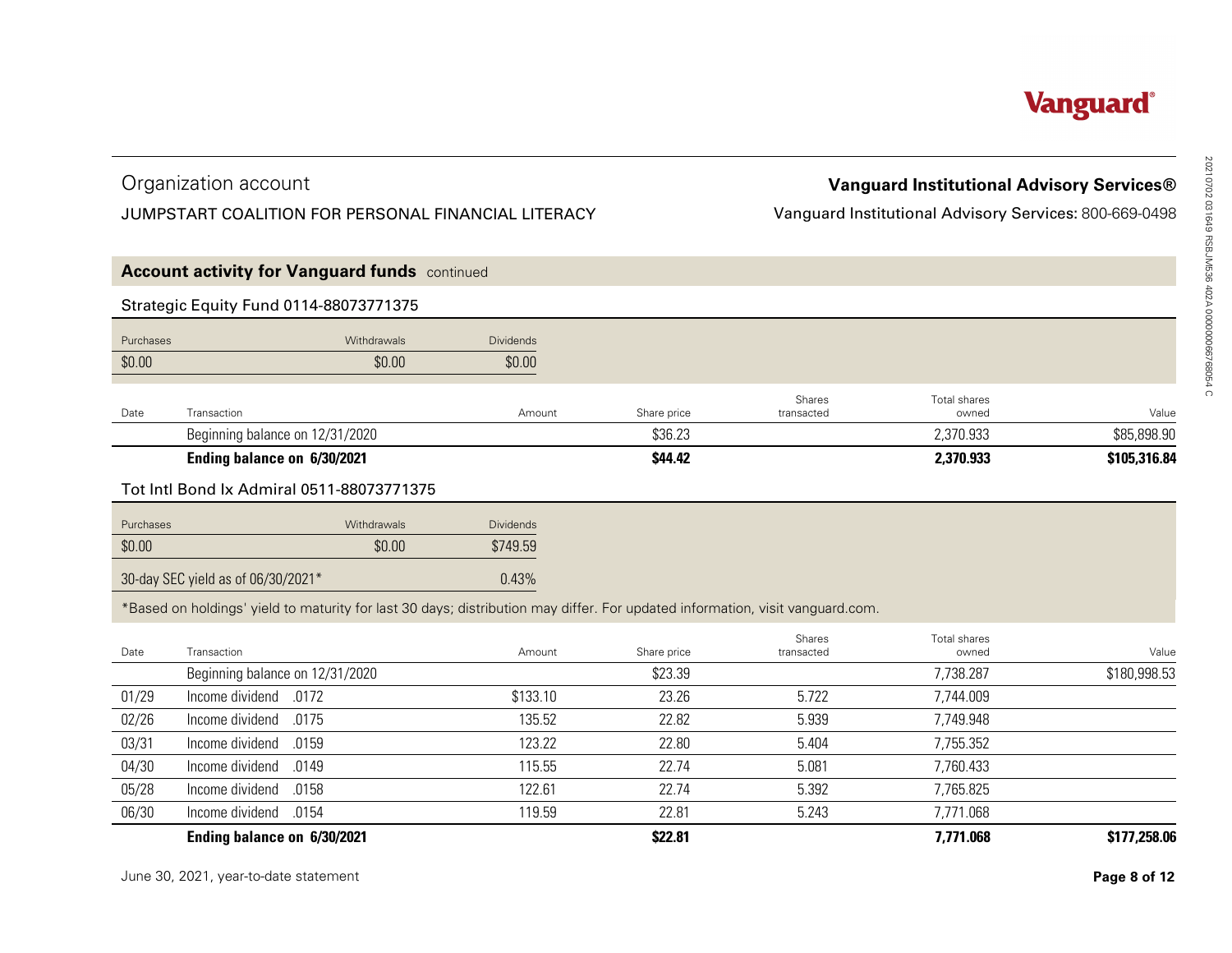Organization account

JUMPSTART COALITION FOR PERSONAL FINANCIAL LITERACY

**Vanguard Institutional Advisory Services®**

Vanguard Institutional Advisory Services: 800-669-0498

## Account activity for Vanguard funds continued

### Strategic Equity Fund 0114-88073771375

| Purchases | Withdrawals | Dividends |
|---|---|---|
| $0.00 | $0.00 | $0.00 |

| Date | Transaction | Amount | Share price | Shares transacted | Total shares owned | Value |
|---|---|---|---|---|---|---|
| | Beginning balance on 12/31/2020 | | $36.23 | | 2,370.933 | $85,898.90 |
| | **Ending balance on 6/30/2021** | | **$44.42** | | **2,370.933** | **$105,316.84** |

### Tot Intl Bond Ix Admiral 0511-88073771375

| Purchases | Withdrawals | Dividends |
|---|---|---|
| $0.00 | $0.00 | $749.59 |

30-day SEC yield as of 06/30/2021* 0.43%

*Based on holdings' yield to maturity for last 30 days; distribution may differ. For updated information, visit vanguard.com.

| Date | Transaction | Amount | Share price | Shares transacted | Total shares owned | Value |
|---|---|---|---|---|---|---|
| | Beginning balance on 12/31/2020 | | $23.39 | | 7,738.287 | $180,998.53 |
| 01/29 | Income dividend .0172 | $133.10 | 23.26 | 5.722 | 7,744.009 | |
| 02/26 | Income dividend .0175 | 135.52 | 22.82 | 5.939 | 7,749.948 | |
| 03/31 | Income dividend .0159 | 123.22 | 22.80 | 5.404 | 7,755.352 | |
| 04/30 | Income dividend .0149 | 115.55 | 22.74 | 5.081 | 7,760.433 | |
| 05/28 | Income dividend .0158 | 122.61 | 22.74 | 5.392 | 7,765.825 | |
| 06/30 | Income dividend .0154 | 119.59 | 22.81 | 5.243 | 7,771.068 | |
| | **Ending balance on 6/30/2021** | | **$22.81** | | **7,771.068** | **$177,258.06** |

June 30, 2021, year-to-date statement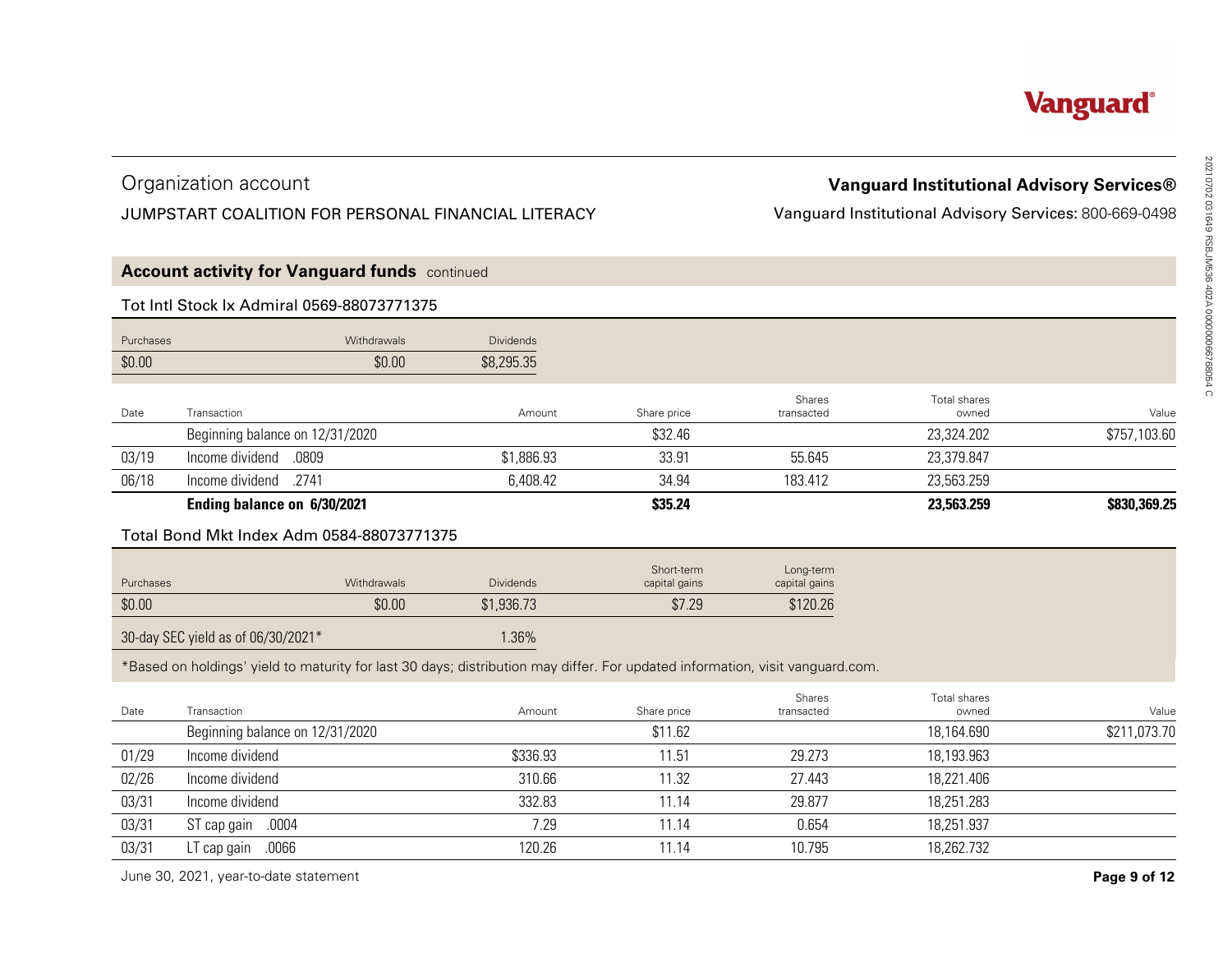Organization account

JUMPSTART COALITION FOR PERSONAL FINANCIAL LITERACY

**Vanguard Institutional Advisory Services®**

Vanguard Institutional Advisory Services: 800-669-0498

## Account activity for Vanguard funds continued

### Tot Intl Stock Ix Admiral 0569-88073771375

| Purchases | Withdrawals | Dividends |
|---|---|---|
| $0.00 | $0.00 | $8,295.35 |

| Date | Transaction | Amount | Share price | Shares transacted | Total shares owned | Value |
|---|---|---|---|---|---|---|
| | Beginning balance on 12/31/2020 | | $32.46 | | 23,324.202 | $757,103.60 |
| 03/19 | Income dividend .0809 | $1,886.93 | 33.91 | 55.645 | 23,379.847 | |
| 06/18 | Income dividend .2741 | 6,408.42 | 34.94 | 183.412 | 23,563.259 | |
| | **Ending balance on 6/30/2021** | | **$35.24** | | **23,563.259** | **$830,369.25** |

### Total Bond Mkt Index Adm 0584-88073771375

| Purchases | Withdrawals | Dividends | Short-term capital gains | Long-term capital gains |
|---|---|---|---|---|
| $0.00 | $0.00 | $1,936.73 | $7.29 | $120.26 |

30-day SEC yield as of 06/30/2021* 1.36%

*Based on holdings' yield to maturity for last 30 days; distribution may differ. For updated information, visit vanguard.com.

| Date | Transaction | Amount | Share price | Shares transacted | Total shares owned | Value |
|---|---|---|---|---|---|---|
| | Beginning balance on 12/31/2020 | | $11.62 | | 18,164.690 | $211,073.70 |
| 01/29 | Income dividend | $336.93 | 11.51 | 29.273 | 18,193.963 | |
| 02/26 | Income dividend | 310.66 | 11.32 | 27.443 | 18,221.406 | |
| 03/31 | Income dividend | 332.83 | 11.14 | 29.877 | 18,251.283 | |
| 03/31 | ST cap gain .0004 | 7.29 | 11.14 | 0.654 | 18,251.937 | |
| 03/31 | LT cap gain .0066 | 120.26 | 11.14 | 10.795 | 18,262.732 | |

June 30, 2021, year-to-date statement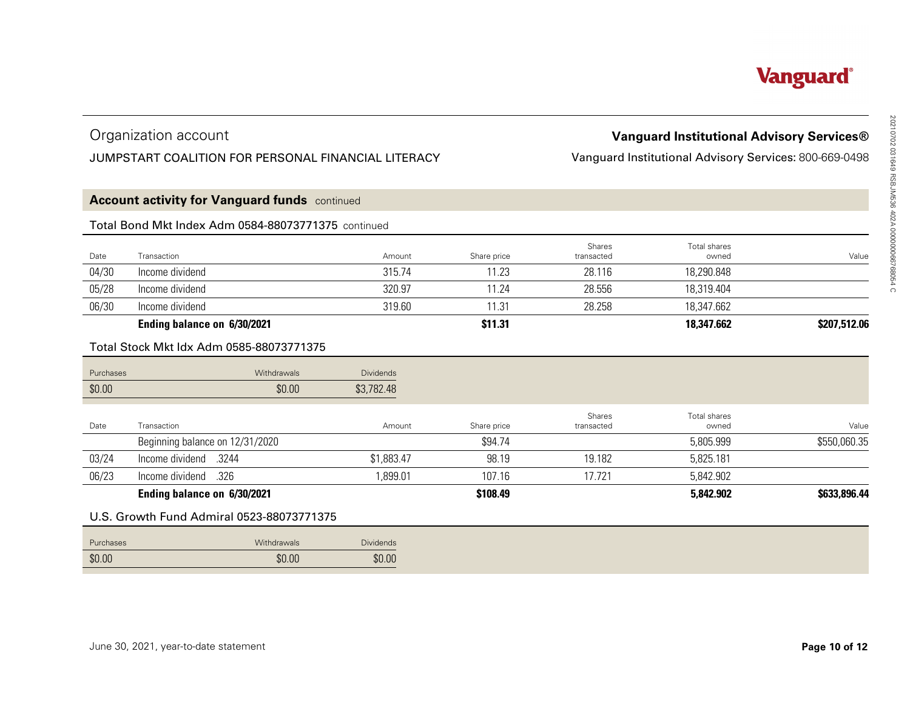## Organization account

JUMPSTART COALITION FOR PERSONAL FINANCIAL LITERACY

**Vanguard Institutional Advisory Services®**

Vanguard Institutional Advisory Services: 800-669-0498

## Account activity for Vanguard funds continued

### Total Bond Mkt Index Adm 0584-88073771375 continued

| Date | Transaction | Amount | Share price | Shares transacted | Total shares owned | Value |
|---|---|---|---|---|---|---|
| 04/30 | Income dividend | 315.74 | 11.23 | 28.116 | 18,290.848 | |
| 05/28 | Income dividend | 320.97 | 11.24 | 28.556 | 18,319.404 | |
| 06/30 | Income dividend | 319.60 | 11.31 | 28.258 | 18,347.662 | |
| | **Ending balance on 6/30/2021** | | **$11.31** | | **18,347.662** | **$207,512.06** |

### Total Stock Mkt Idx Adm 0585-88073771375

| Purchases | Withdrawals | Dividends |
|---|---|---|
| $0.00 | $0.00 | $3,782.48 |

| Date | Transaction | Amount | Share price | Shares transacted | Total shares owned | Value |
|---|---|---|---|---|---|---|
| | Beginning balance on 12/31/2020 | | $94.74 | | 5,805.999 | $550,060.35 |
| 03/24 | Income dividend .3244 | $1,883.47 | 98.19 | 19.182 | 5,825.181 | |
| 06/23 | Income dividend .326 | 1,899.01 | 107.16 | 17.721 | 5,842.902 | |
| | **Ending balance on 6/30/2021** | | **$108.49** | | **5,842.902** | **$633,896.44** |

### U.S. Growth Fund Admiral 0523-88073771375

| Purchases | Withdrawals | Dividends |
|---|---|---|
| $0.00 | $0.00 | $0.00 |

June 30, 2021, year-to-date statement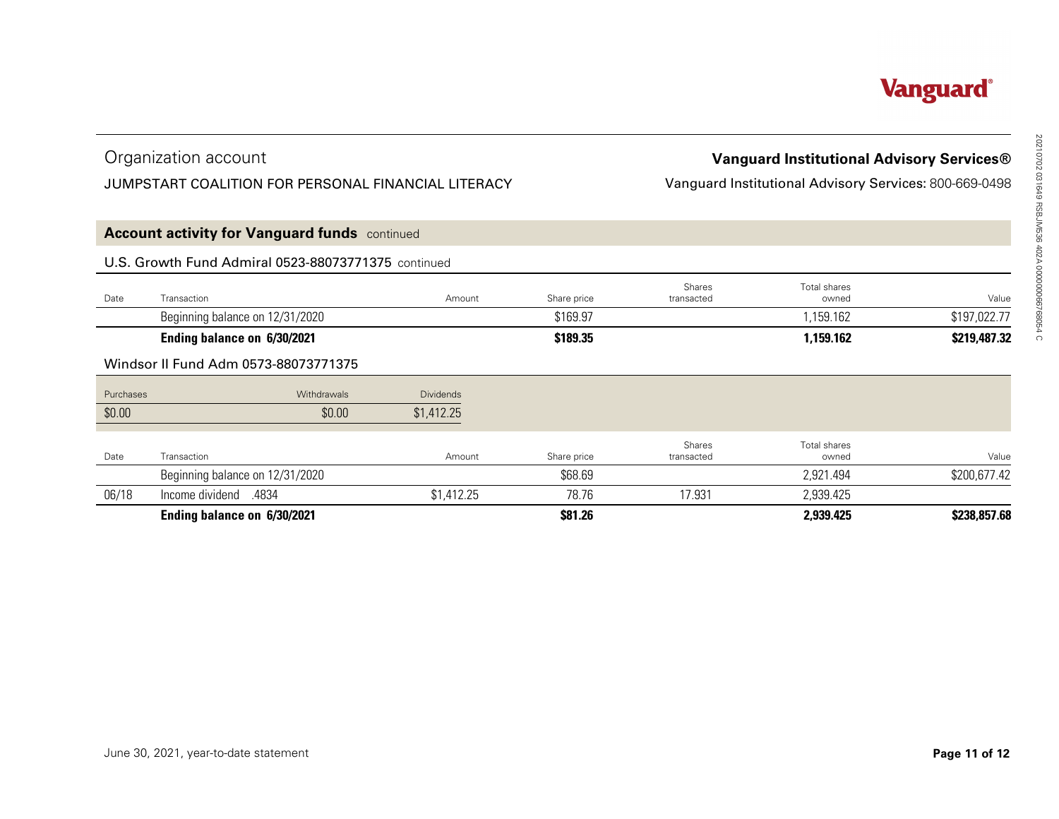Vanguard®

Organization account

JUMPSTART COALITION FOR PERSONAL FINANCIAL LITERACY

**Vanguard Institutional Advisory Services®**

Vanguard Institutional Advisory Services: 800-669-0498

## Account activity for Vanguard funds continued

### U.S. Growth Fund Admiral 0523-88073771375 continued

| Date | Transaction | Amount | Share price | Shares transacted | Total shares owned | Value |
|---|---|---|---|---|---|---|
| | Beginning balance on 12/31/2020 | | $169.97 | | 1,159.162 | $197,022.77 |
| | **Ending balance on 6/30/2021** | | **$189.35** | | **1,159.162** | **$219,487.32** |

### Windsor II Fund Adm 0573-88073771375

| Purchases | Withdrawals | Dividends |
|---|---|---|
| $0.00 | $0.00 | $1,412.25 |

| Date | Transaction | Amount | Share price | Shares transacted | Total shares owned | Value |
|---|---|---|---|---|---|---|
| | Beginning balance on 12/31/2020 | | $68.69 | | 2,921.494 | $200,677.42 |
| 06/18 | Income dividend .4834 | $1,412.25 | 78.76 | 17.931 | 2,939.425 | |
| | **Ending balance on 6/30/2021** | | **$81.26** | | **2,939.425** | **$238,857.68** |

June 30, 2021, year-to-date statement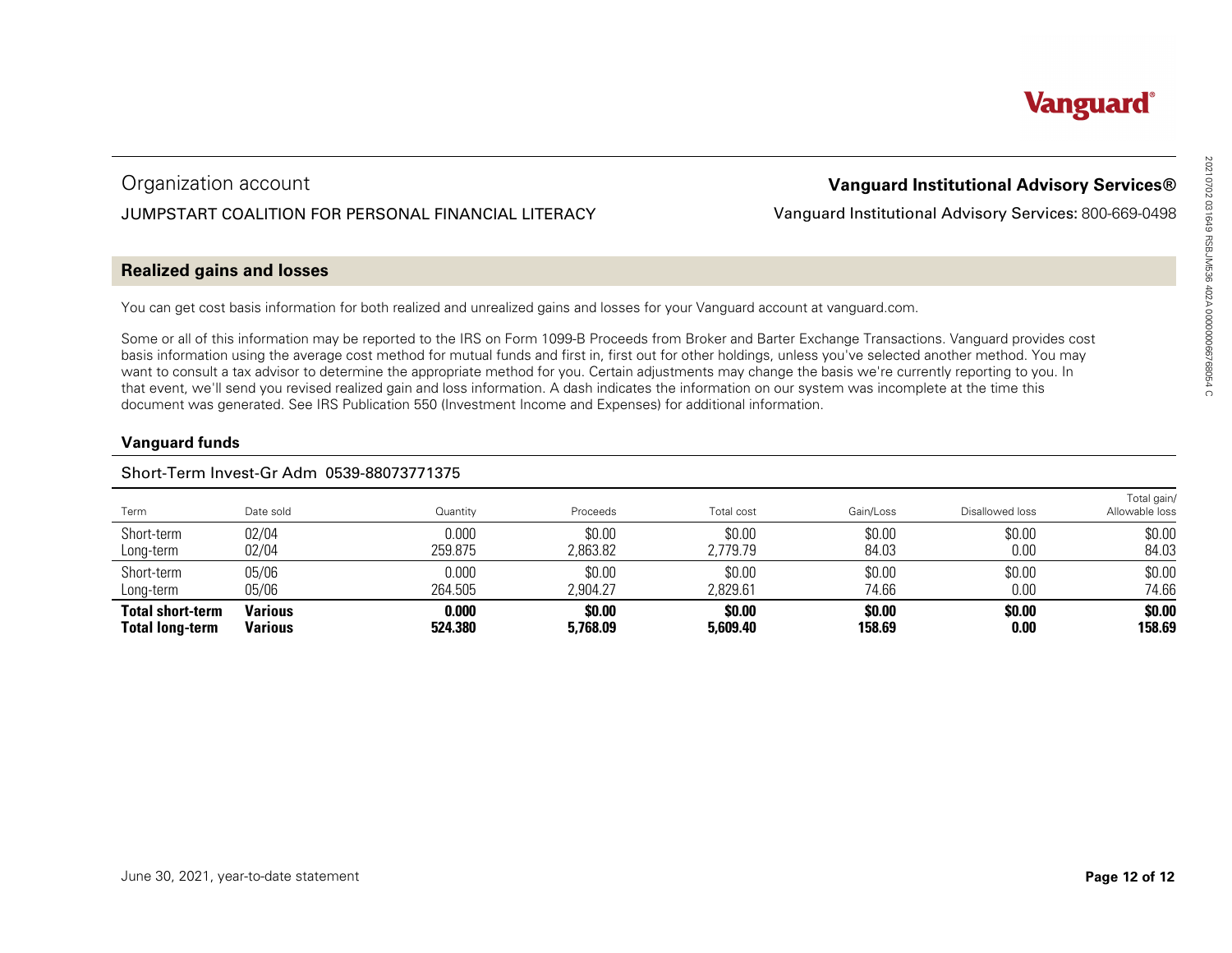Vanguard®

Organization account

JUMPSTART COALITION FOR PERSONAL FINANCIAL LITERACY

**Vanguard Institutional Advisory Services®**

Vanguard Institutional Advisory Services: 800-669-0498

## Realized gains and losses

You can get cost basis information for both realized and unrealized gains and losses for your Vanguard account at vanguard.com.

Some or all of this information may be reported to the IRS on Form 1099-B Proceeds from Broker and Barter Exchange Transactions. Vanguard provides cost basis information using the average cost method for mutual funds and first in, first out for other holdings, unless you've selected another method. You may want to consult a tax advisor to determine the appropriate method for you. Certain adjustments may change the basis we're currently reporting to you. In that event, we'll send you revised realized gain and loss information. A dash indicates the information on our system was incomplete at the time this document was generated. See IRS Publication 550 (Investment Income and Expenses) for additional information.

### Vanguard funds

Short-Term Invest-Gr Adm 0539-88073771375

| Term | Date sold | Quantity | Proceeds | Total cost | Gain/Loss | Disallowed loss | Total gain/ Allowable loss |
|---|---|---|---|---|---|---|---|
| Short-term | 02/04 | 0.000 | $0.00 | $0.00 | $0.00 | $0.00 | $0.00 |
| Long-term | 02/04 | 259.875 | 2,863.82 | 2,779.79 | 84.03 | 0.00 | 84.03 |
| Short-term | 05/06 | 0.000 | $0.00 | $0.00 | $0.00 | $0.00 | $0.00 |
| Long-term | 05/06 | 264.505 | 2,904.27 | 2,829.61 | 74.66 | 0.00 | 74.66 |
| **Total short-term** | **Various** | **0.000** | **$0.00** | **$0.00** | **$0.00** | **$0.00** | **$0.00** |
| **Total long-term** | **Various** | **524.380** | **5,768.09** | **5,609.40** | **158.69** | **0.00** | **158.69** |

June 30, 2021, year-to-date statement